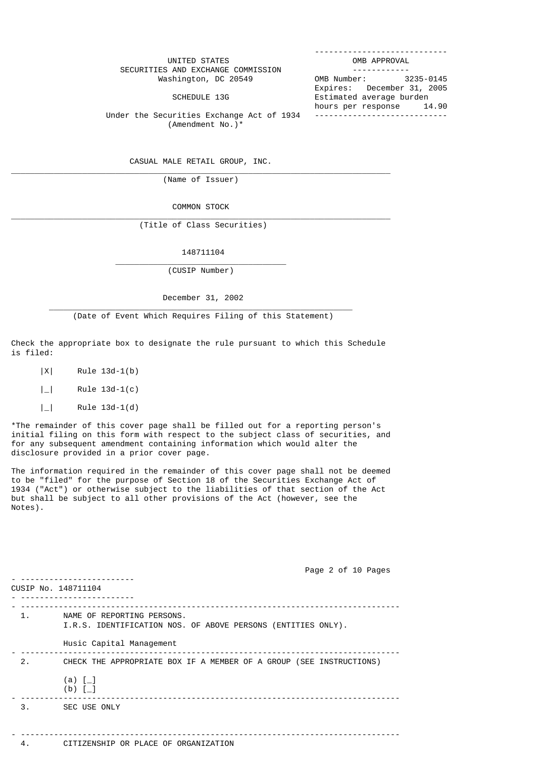UNITED STATES
SECURITIES AND EXCHANGE COMMISSION
Washington, DC 20549

| OMB APPROVAL | |
|---|---|
| OMB Number: | 3235-0145 |
| Expires: | December 31, 2005 |
| Estimated average burden hours per response | 14.90 |

# SCHEDULE 13G

Under the Securities Exchange Act of 1934
(Amendment No.)*

CASUAL MALE RETAIL GROUP, INC.

(Name of Issuer)

COMMON STOCK

(Title of Class Securities)

148711104

(CUSIP Number)

December 31, 2002

(Date of Event Which Requires Filing of this Statement)

Check the appropriate box to designate the rule pursuant to which this Schedule is filed:

|X| Rule 13d-1(b)

|_| Rule 13d-1(c)

|_| Rule 13d-1(d)

*The remainder of this cover page shall be filled out for a reporting person's initial filing on this form with respect to the subject class of securities, and for any subsequent amendment containing information which would alter the disclosure provided in a prior cover page.

The information required in the remainder of this cover page shall not be deemed to be "filed" for the purpose of Section 18 of the Securities Exchange Act of 1934 ("Act") or otherwise subject to the liabilities of that section of the Act but shall be subject to all other provisions of the Act (however, see the Notes).

CUSIP No. 148711104

1. NAME OF REPORTING PERSONS.
   I.R.S. IDENTIFICATION NOS. OF ABOVE PERSONS (ENTITIES ONLY).

   Husic Capital Management

2. CHECK THE APPROPRIATE BOX IF A MEMBER OF A GROUP (SEE INSTRUCTIONS)

   (a) [_]
   (b) [_]

3. SEC USE ONLY

4. CITIZENSHIP OR PLACE OF ORGANIZATION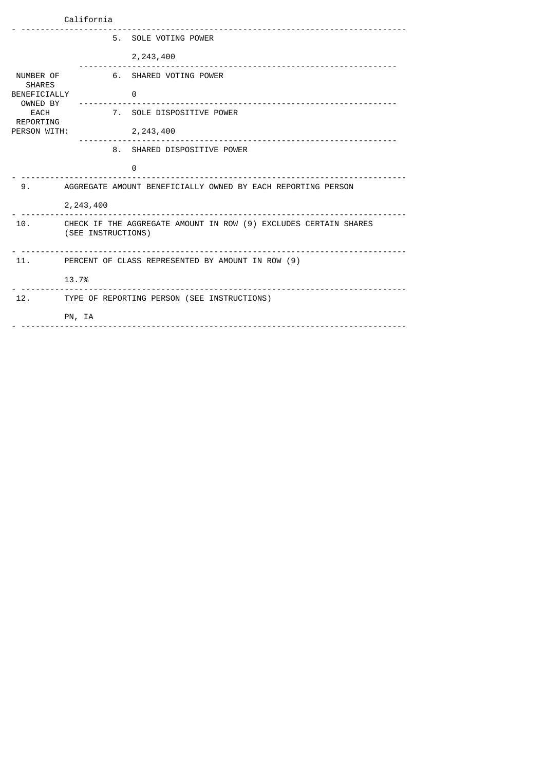California

| | | |
|---|---|---|
| NUMBER OF SHARES BENEFICIALLY OWNED BY EACH REPORTING PERSON WITH: | 5. SOLE VOTING POWER | 2,243,400 |
| | 6. SHARED VOTING POWER | 0 |
| | 7. SOLE DISPOSITIVE POWER | 2,243,400 |
| | 8. SHARED DISPOSITIVE POWER | 0 |

| | |
|---|---|
| 9. | AGGREGATE AMOUNT BENEFICIALLY OWNED BY EACH REPORTING PERSON<br><br>2,243,400 |
| 10. | CHECK IF THE AGGREGATE AMOUNT IN ROW (9) EXCLUDES CERTAIN SHARES (SEE INSTRUCTIONS) |
| 11. | PERCENT OF CLASS REPRESENTED BY AMOUNT IN ROW (9)<br><br>13.7% |
| 12. | TYPE OF REPORTING PERSON (SEE INSTRUCTIONS)<br><br>PN, IA |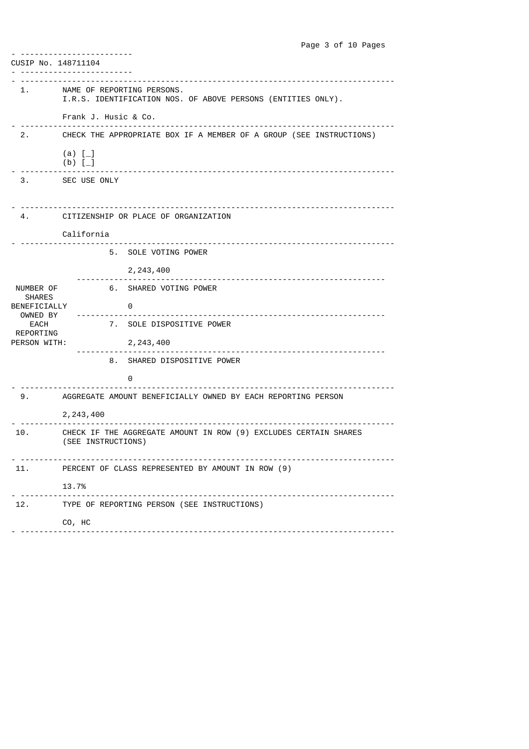CUSIP No. 148711104

| | |
|---|---|
| 1. | NAME OF REPORTING PERSONS.<br>I.R.S. IDENTIFICATION NOS. OF ABOVE PERSONS (ENTITIES ONLY).<br><br>Frank J. Husic & Co. |
| 2. | CHECK THE APPROPRIATE BOX IF A MEMBER OF A GROUP (SEE INSTRUCTIONS)<br><br>(a) [_]<br>(b) [_] |
| 3. | SEC USE ONLY |
| 4. | CITIZENSHIP OR PLACE OF ORGANIZATION<br><br>California |

| NUMBER OF SHARES BENEFICIALLY OWNED BY EACH REPORTING PERSON WITH: | |
|---|---|
| | 5. SOLE VOTING POWER<br><br>2,243,400 |
| | 6. SHARED VOTING POWER<br><br>0 |
| | 7. SOLE DISPOSITIVE POWER<br><br>2,243,400 |
| | 8. SHARED DISPOSITIVE POWER<br><br>0 |

| | |
|---|---|
| 9. | AGGREGATE AMOUNT BENEFICIALLY OWNED BY EACH REPORTING PERSON<br><br>2,243,400 |
| 10. | CHECK IF THE AGGREGATE AMOUNT IN ROW (9) EXCLUDES CERTAIN SHARES (SEE INSTRUCTIONS) |
| 11. | PERCENT OF CLASS REPRESENTED BY AMOUNT IN ROW (9)<br><br>13.7% |
| 12. | TYPE OF REPORTING PERSON (SEE INSTRUCTIONS)<br><br>CO, HC |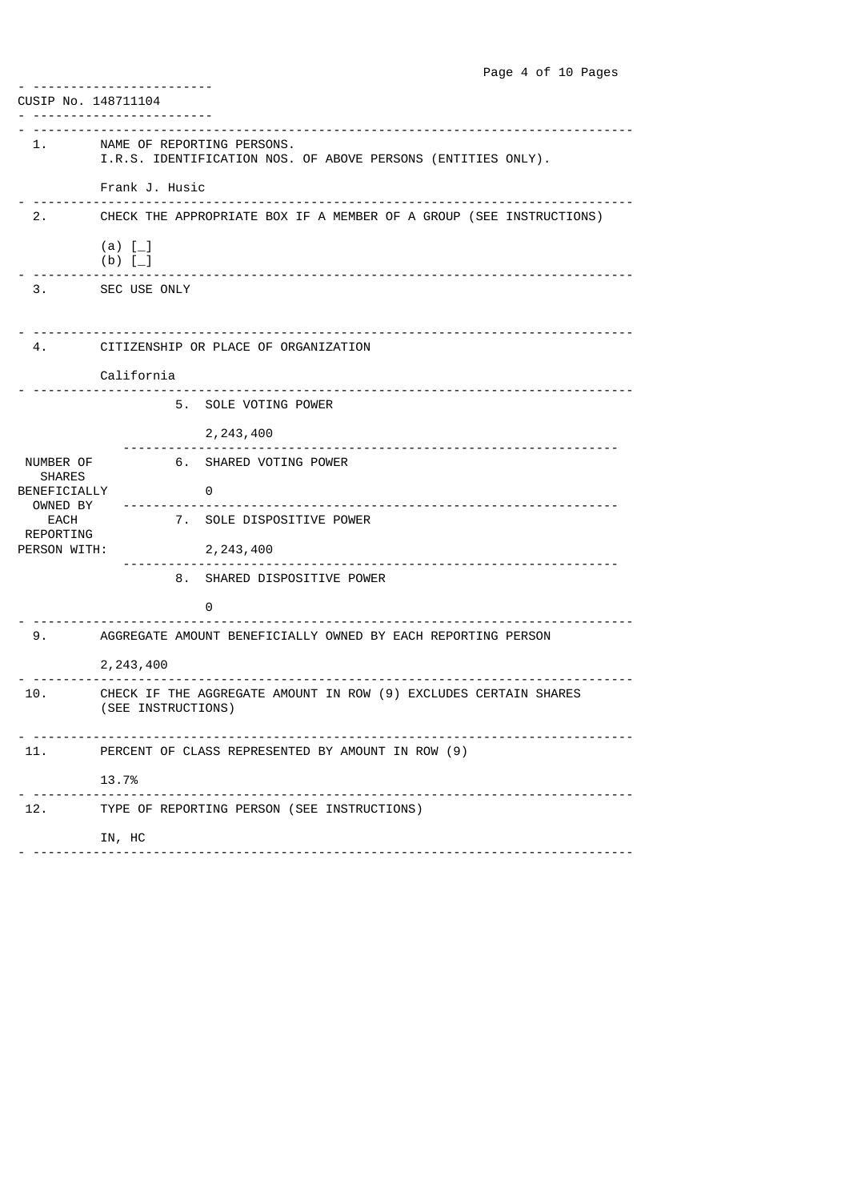CUSIP No. 148711104

| | | |
|---|---|---|
| 1. | NAME OF REPORTING PERSONS.<br>I.R.S. IDENTIFICATION NOS. OF ABOVE PERSONS (ENTITIES ONLY).<br><br>Frank J. Husic | |
| 2. | CHECK THE APPROPRIATE BOX IF A MEMBER OF A GROUP (SEE INSTRUCTIONS)<br><br>(a) [_]<br>(b) [_] | |
| 3. | SEC USE ONLY | |
| 4. | CITIZENSHIP OR PLACE OF ORGANIZATION<br><br>California | |
| NUMBER OF SHARES BENEFICIALLY OWNED BY EACH REPORTING PERSON WITH: | 5. SOLE VOTING POWER<br><br>2,243,400 | |
| | 6. SHARED VOTING POWER<br><br>0 | |
| | 7. SOLE DISPOSITIVE POWER<br><br>2,243,400 | |
| | 8. SHARED DISPOSITIVE POWER<br><br>0 | |
| 9. | AGGREGATE AMOUNT BENEFICIALLY OWNED BY EACH REPORTING PERSON<br><br>2,243,400 | |
| 10. | CHECK IF THE AGGREGATE AMOUNT IN ROW (9) EXCLUDES CERTAIN SHARES (SEE INSTRUCTIONS) | |
| 11. | PERCENT OF CLASS REPRESENTED BY AMOUNT IN ROW (9)<br><br>13.7% | |
| 12. | TYPE OF REPORTING PERSON (SEE INSTRUCTIONS)<br><br>IN, HC | |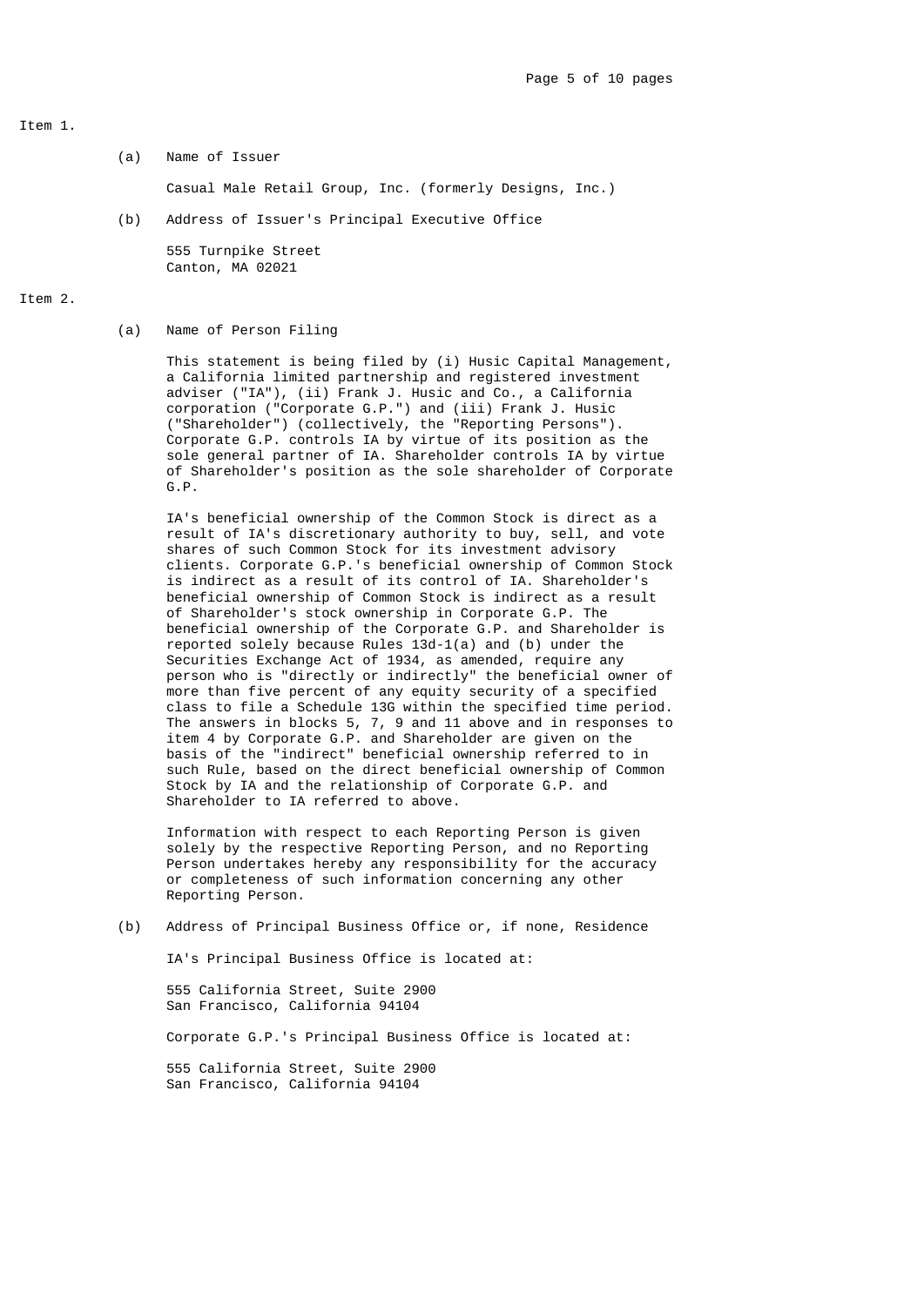Item 1.

(a) Name of Issuer

Casual Male Retail Group, Inc. (formerly Designs, Inc.)

(b) Address of Issuer's Principal Executive Office

555 Turnpike Street
Canton, MA 02021

Item 2.

(a) Name of Person Filing

This statement is being filed by (i) Husic Capital Management, a California limited partnership and registered investment adviser ("IA"), (ii) Frank J. Husic and Co., a California corporation ("Corporate G.P.") and (iii) Frank J. Husic ("Shareholder") (collectively, the "Reporting Persons"). Corporate G.P. controls IA by virtue of its position as the sole general partner of IA. Shareholder controls IA by virtue of Shareholder's position as the sole shareholder of Corporate G.P.

IA's beneficial ownership of the Common Stock is direct as a result of IA's discretionary authority to buy, sell, and vote shares of such Common Stock for its investment advisory clients. Corporate G.P.'s beneficial ownership of Common Stock is indirect as a result of its control of IA. Shareholder's beneficial ownership of Common Stock is indirect as a result of Shareholder's stock ownership in Corporate G.P. The beneficial ownership of the Corporate G.P. and Shareholder is reported solely because Rules 13d-1(a) and (b) under the Securities Exchange Act of 1934, as amended, require any person who is "directly or indirectly" the beneficial owner of more than five percent of any equity security of a specified class to file a Schedule 13G within the specified time period. The answers in blocks 5, 7, 9 and 11 above and in responses to item 4 by Corporate G.P. and Shareholder are given on the basis of the "indirect" beneficial ownership referred to in such Rule, based on the direct beneficial ownership of Common Stock by IA and the relationship of Corporate G.P. and Shareholder to IA referred to above.

Information with respect to each Reporting Person is given solely by the respective Reporting Person, and no Reporting Person undertakes hereby any responsibility for the accuracy or completeness of such information concerning any other Reporting Person.

(b) Address of Principal Business Office or, if none, Residence

IA's Principal Business Office is located at:

555 California Street, Suite 2900
San Francisco, California 94104

Corporate G.P.'s Principal Business Office is located at:

555 California Street, Suite 2900
San Francisco, California 94104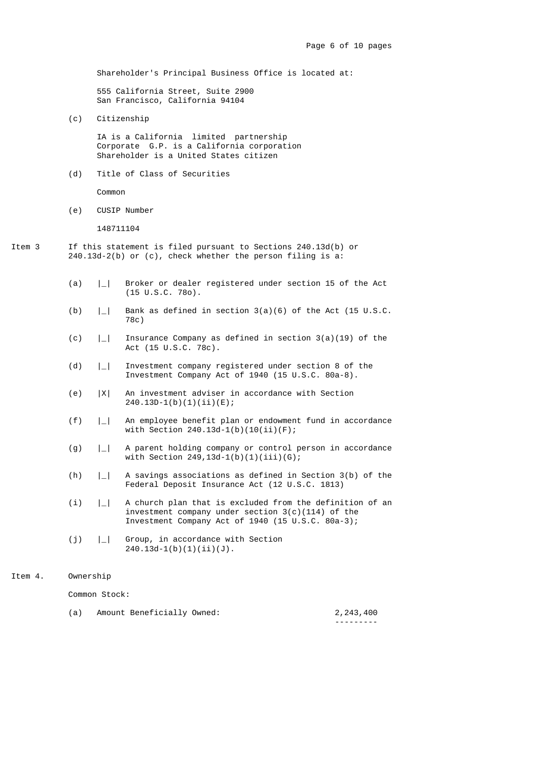Shareholder's Principal Business Office is located at:

555 California Street, Suite 2900
San Francisco, California 94104

(c) Citizenship

IA is a California limited partnership
Corporate G.P. is a California corporation
Shareholder is a United States citizen

(d) Title of Class of Securities

Common

(e) CUSIP Number

148711104

Item 3 If this statement is filed pursuant to Sections 240.13d(b) or 240.13d-2(b) or (c), check whether the person filing is a:

(a) |_| Broker or dealer registered under section 15 of the Act (15 U.S.C. 78o).

(b) |_| Bank as defined in section 3(a)(6) of the Act (15 U.S.C. 78c)

(c) |_| Insurance Company as defined in section 3(a)(19) of the Act (15 U.S.C. 78c).

(d) |_| Investment company registered under section 8 of the Investment Company Act of 1940 (15 U.S.C. 80a-8).

(e) |X| An investment adviser in accordance with Section 240.13D-1(b)(1)(ii)(E);

(f) |_| An employee benefit plan or endowment fund in accordance with Section 240.13d-1(b)(10(ii)(F);

(g) |_| A parent holding company or control person in accordance with Section 249,13d-1(b)(1)(iii)(G);

(h) |_| A savings associations as defined in Section 3(b) of the Federal Deposit Insurance Act (12 U.S.C. 1813)

(i) |_| A church plan that is excluded from the definition of an investment company under section 3(c)(114) of the Investment Company Act of 1940 (15 U.S.C. 80a-3);

(j) |_| Group, in accordance with Section 240.13d-1(b)(1)(ii)(J).

Item 4. Ownership

Common Stock:

(a) Amount Beneficially Owned: 2,243,400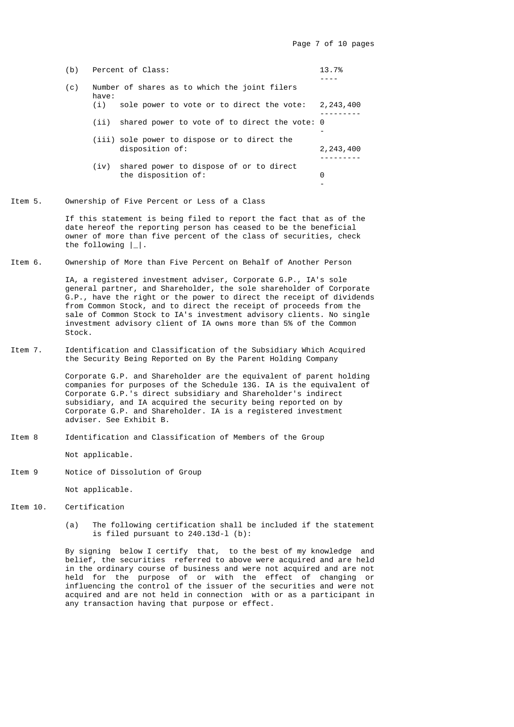(b) Percent of Class: 13.7%

(c) Number of shares as to which the joint filers have:

(i) sole power to vote or to direct the vote: 2,243,400

(ii) shared power to vote of to direct the vote: 0

(iii) sole power to dispose or to direct the disposition of: 2,243,400

(iv) shared power to dispose of or to direct the disposition of: 0

Item 5. Ownership of Five Percent or Less of a Class

If this statement is being filed to report the fact that as of the date hereof the reporting person has ceased to be the beneficial owner of more than five percent of the class of securities, check the following |_|.

Item 6. Ownership of More than Five Percent on Behalf of Another Person

IA, a registered investment adviser, Corporate G.P., IA's sole general partner, and Shareholder, the sole shareholder of Corporate G.P., have the right or the power to direct the receipt of dividends from Common Stock, and to direct the receipt of proceeds from the sale of Common Stock to IA's investment advisory clients. No single investment advisory client of IA owns more than 5% of the Common Stock.

Item 7. Identification and Classification of the Subsidiary Which Acquired the Security Being Reported on By the Parent Holding Company

Corporate G.P. and Shareholder are the equivalent of parent holding companies for purposes of the Schedule 13G. IA is the equivalent of Corporate G.P.'s direct subsidiary and Shareholder's indirect subsidiary, and IA acquired the security being reported on by Corporate G.P. and Shareholder. IA is a registered investment adviser. See Exhibit B.

Item 8 Identification and Classification of Members of the Group

Not applicable.

Item 9 Notice of Dissolution of Group

Not applicable.

Item 10. Certification

(a) The following certification shall be included if the statement is filed pursuant to 240.13d-l (b):

By signing below I certify that, to the best of my knowledge and belief, the securities referred to above were acquired and are held in the ordinary course of business and were not acquired and are not held for the purpose of or with the effect of changing or influencing the control of the issuer of the securities and were not acquired and are not held in connection with or as a participant in any transaction having that purpose or effect.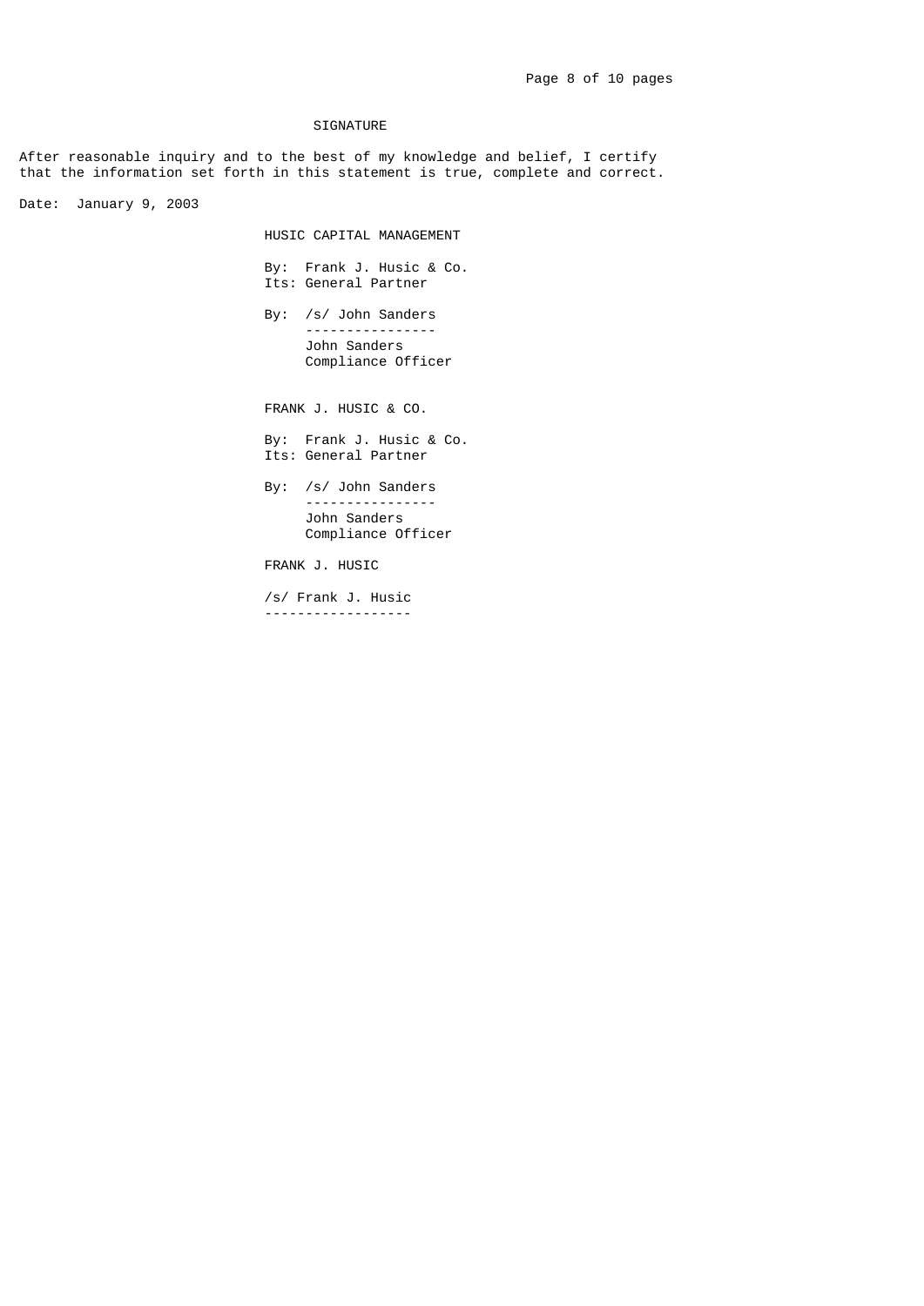## SIGNATURE

After reasonable inquiry and to the best of my knowledge and belief, I certify that the information set forth in this statement is true, complete and correct.

Date: January 9, 2003

HUSIC CAPITAL MANAGEMENT

By: Frank J. Husic & Co.
Its: General Partner

By: /s/ John Sanders
----------------
John Sanders
Compliance Officer

FRANK J. HUSIC & CO.

By: Frank J. Husic & Co.
Its: General Partner

By: /s/ John Sanders
----------------
John Sanders
Compliance Officer

FRANK J. HUSIC

/s/ Frank J. Husic
------------------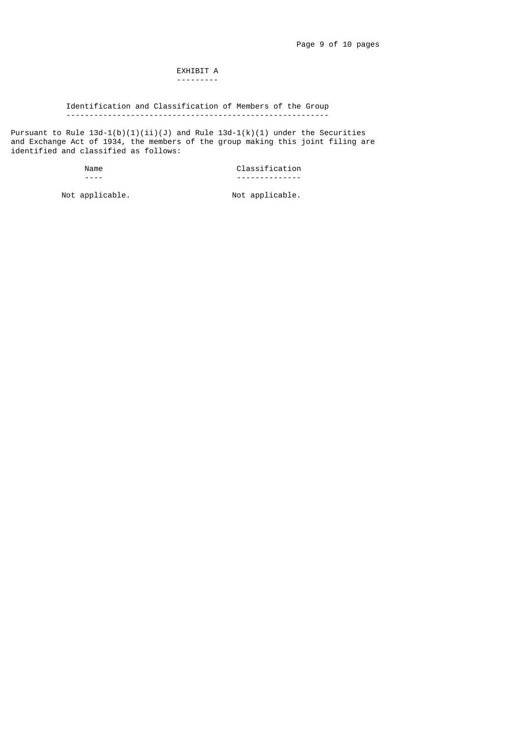## EXHIBIT A

### Identification and Classification of Members of the Group

Pursuant to Rule 13d-1(b)(1)(ii)(J) and Rule 13d-1(k)(1) under the Securities and Exchange Act of 1934, the members of the group making this joint filing are identified and classified as follows:

| Name | Classification |
| --- | --- |
| Not applicable. | Not applicable. |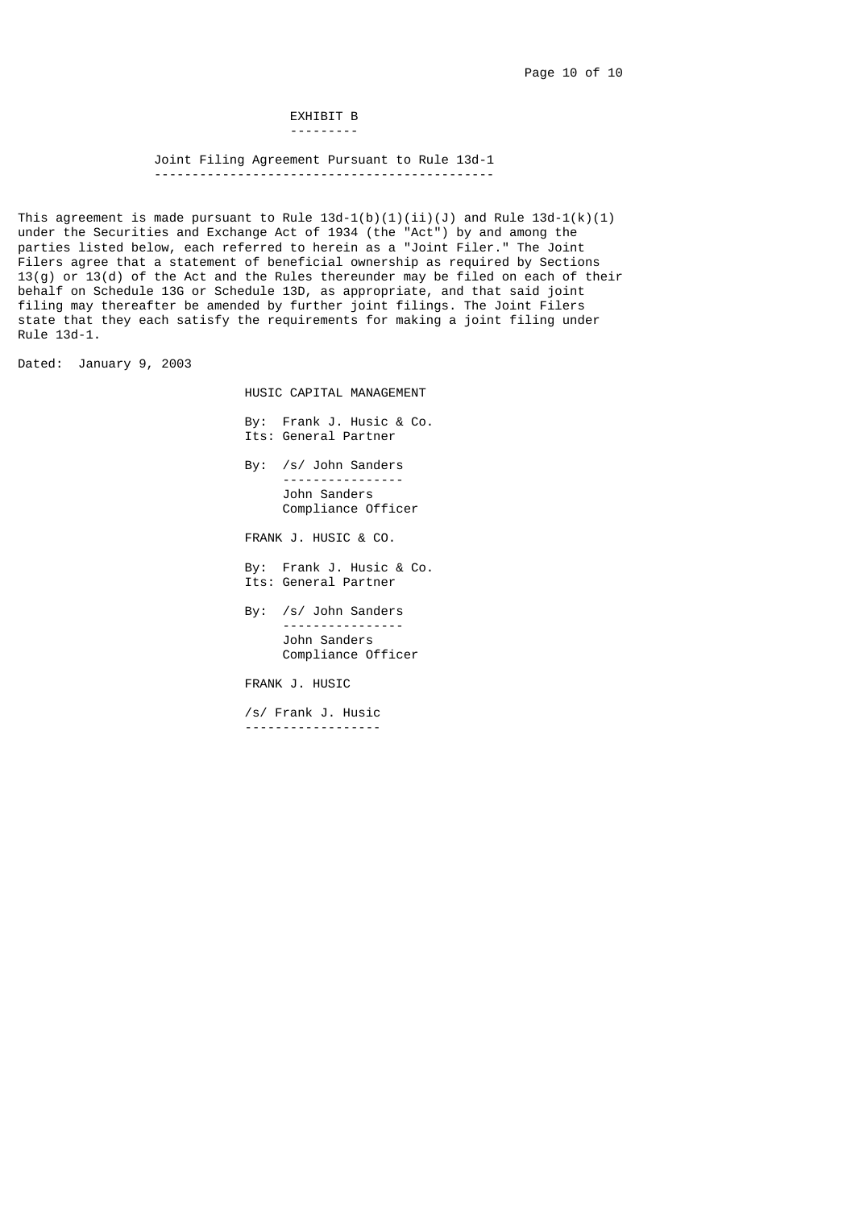# EXHIBIT B

## Joint Filing Agreement Pursuant to Rule 13d-1

This agreement is made pursuant to Rule 13d-1(b)(1)(ii)(J) and Rule 13d-1(k)(1) under the Securities and Exchange Act of 1934 (the "Act") by and among the parties listed below, each referred to herein as a "Joint Filer." The Joint Filers agree that a statement of beneficial ownership as required by Sections 13(g) or 13(d) of the Act and the Rules thereunder may be filed on each of their behalf on Schedule 13G or Schedule 13D, as appropriate, and that said joint filing may thereafter be amended by further joint filings. The Joint Filers state that they each satisfy the requirements for making a joint filing under Rule 13d-1.

Dated: January 9, 2003

HUSIC CAPITAL MANAGEMENT

By: Frank J. Husic & Co.
Its: General Partner

By: /s/ John Sanders
John Sanders
Compliance Officer

FRANK J. HUSIC & CO.

By: Frank J. Husic & Co.
Its: General Partner

By: /s/ John Sanders
John Sanders
Compliance Officer

FRANK J. HUSIC

/s/ Frank J. Husic